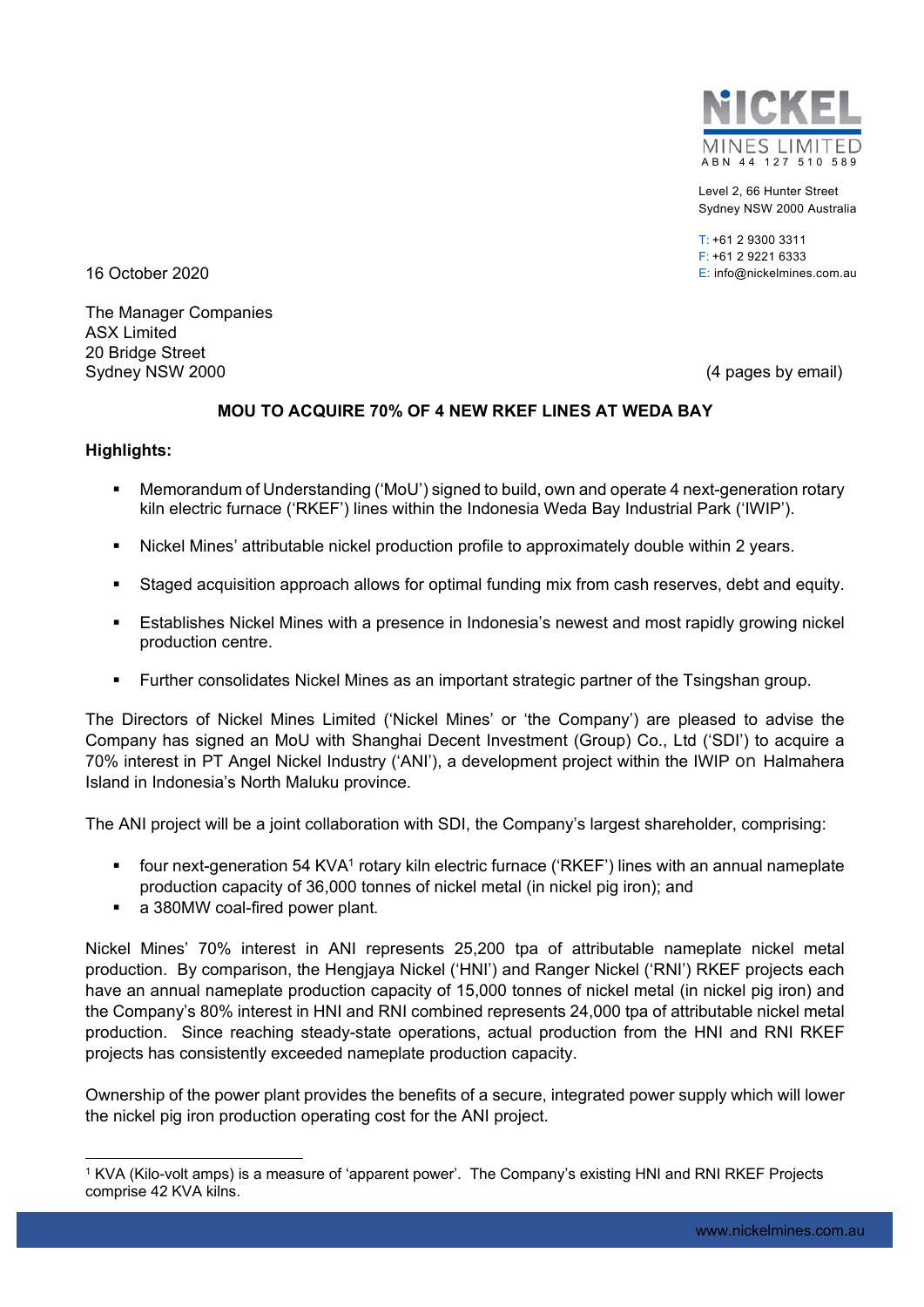NICKEL MINES LIMITED
ABN 44 127 510 589

Level 2, 66 Hunter Street
Sydney NSW 2000 Australia

T: +61 2 9300 3311
F: +61 2 9221 6333
E: info@nickelmines.com.au

16 October 2020

The Manager Companies
ASX Limited
20 Bridge Street
Sydney NSW 2000

(4 pages by email)

## MOU TO ACQUIRE 70% OF 4 NEW RKEF LINES AT WEDA BAY

**Highlights:**

- Memorandum of Understanding ('MoU') signed to build, own and operate 4 next-generation rotary kiln electric furnace ('RKEF') lines within the Indonesia Weda Bay Industrial Park ('IWIP').
- Nickel Mines' attributable nickel production profile to approximately double within 2 years.
- Staged acquisition approach allows for optimal funding mix from cash reserves, debt and equity.
- Establishes Nickel Mines with a presence in Indonesia's newest and most rapidly growing nickel production centre.
- Further consolidates Nickel Mines as an important strategic partner of the Tsingshan group.

The Directors of Nickel Mines Limited ('Nickel Mines' or 'the Company') are pleased to advise the Company has signed an MoU with Shanghai Decent Investment (Group) Co., Ltd ('SDI') to acquire a 70% interest in PT Angel Nickel Industry ('ANI'), a development project within the IWIP on Halmahera Island in Indonesia's North Maluku province.

The ANI project will be a joint collaboration with SDI, the Company's largest shareholder, comprising:

- four next-generation 54 KVA[1] rotary kiln electric furnace ('RKEF') lines with an annual nameplate production capacity of 36,000 tonnes of nickel metal (in nickel pig iron); and
- a 380MW coal-fired power plant.

Nickel Mines' 70% interest in ANI represents 25,200 tpa of attributable nameplate nickel metal production. By comparison, the Hengjaya Nickel ('HNI') and Ranger Nickel ('RNI') RKEF projects each have an annual nameplate production capacity of 15,000 tonnes of nickel metal (in nickel pig iron) and the Company's 80% interest in HNI and RNI combined represents 24,000 tpa of attributable nickel metal production. Since reaching steady-state operations, actual production from the HNI and RNI RKEF projects has consistently exceeded nameplate production capacity.

Ownership of the power plant provides the benefits of a secure, integrated power supply which will lower the nickel pig iron production operating cost for the ANI project.

[1] KVA (Kilo-volt amps) is a measure of 'apparent power'. The Company's existing HNI and RNI RKEF Projects comprise 42 KVA kilns.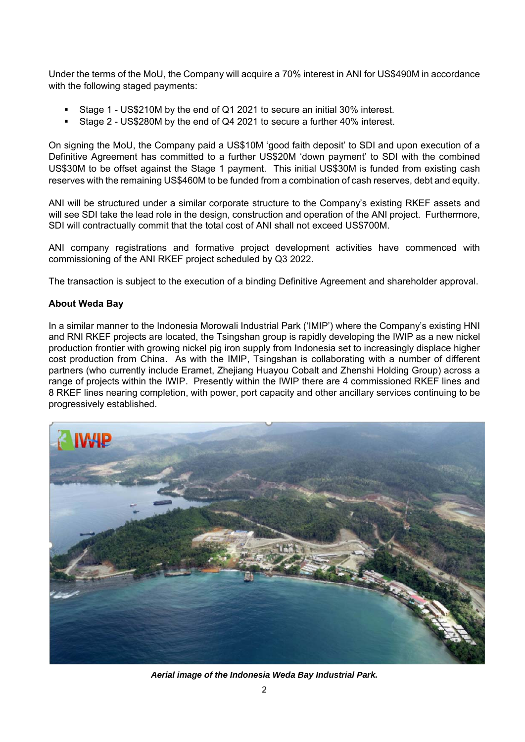Under the terms of the MoU, the Company will acquire a 70% interest in ANI for US$490M in accordance with the following staged payments:

- Stage 1 - US$210M by the end of Q1 2021 to secure an initial 30% interest.
- Stage 2 - US$280M by the end of Q4 2021 to secure a further 40% interest.

On signing the MoU, the Company paid a US$10M 'good faith deposit' to SDI and upon execution of a Definitive Agreement has committed to a further US$20M 'down payment' to SDI with the combined US$30M to be offset against the Stage 1 payment. This initial US$30M is funded from existing cash reserves with the remaining US$460M to be funded from a combination of cash reserves, debt and equity.

ANI will be structured under a similar corporate structure to the Company's existing RKEF assets and will see SDI take the lead role in the design, construction and operation of the ANI project. Furthermore, SDI will contractually commit that the total cost of ANI shall not exceed US$700M.

ANI company registrations and formative project development activities have commenced with commissioning of the ANI RKEF project scheduled by Q3 2022.

The transaction is subject to the execution of a binding Definitive Agreement and shareholder approval.

**About Weda Bay**

In a similar manner to the Indonesia Morowali Industrial Park ('IMIP') where the Company's existing HNI and RNI RKEF projects are located, the Tsingshan group is rapidly developing the IWIP as a new nickel production frontier with growing nickel pig iron supply from Indonesia set to increasingly displace higher cost production from China. As with the IMIP, Tsingshan is collaborating with a number of different partners (who currently include Eramet, Zhejiang Huayou Cobalt and Zhenshi Holding Group) across a range of projects within the IWIP. Presently within the IWIP there are 4 commissioned RKEF lines and 8 RKEF lines nearing completion, with power, port capacity and other ancillary services continuing to be progressively established.

***Aerial image of the Indonesia Weda Bay Industrial Park.***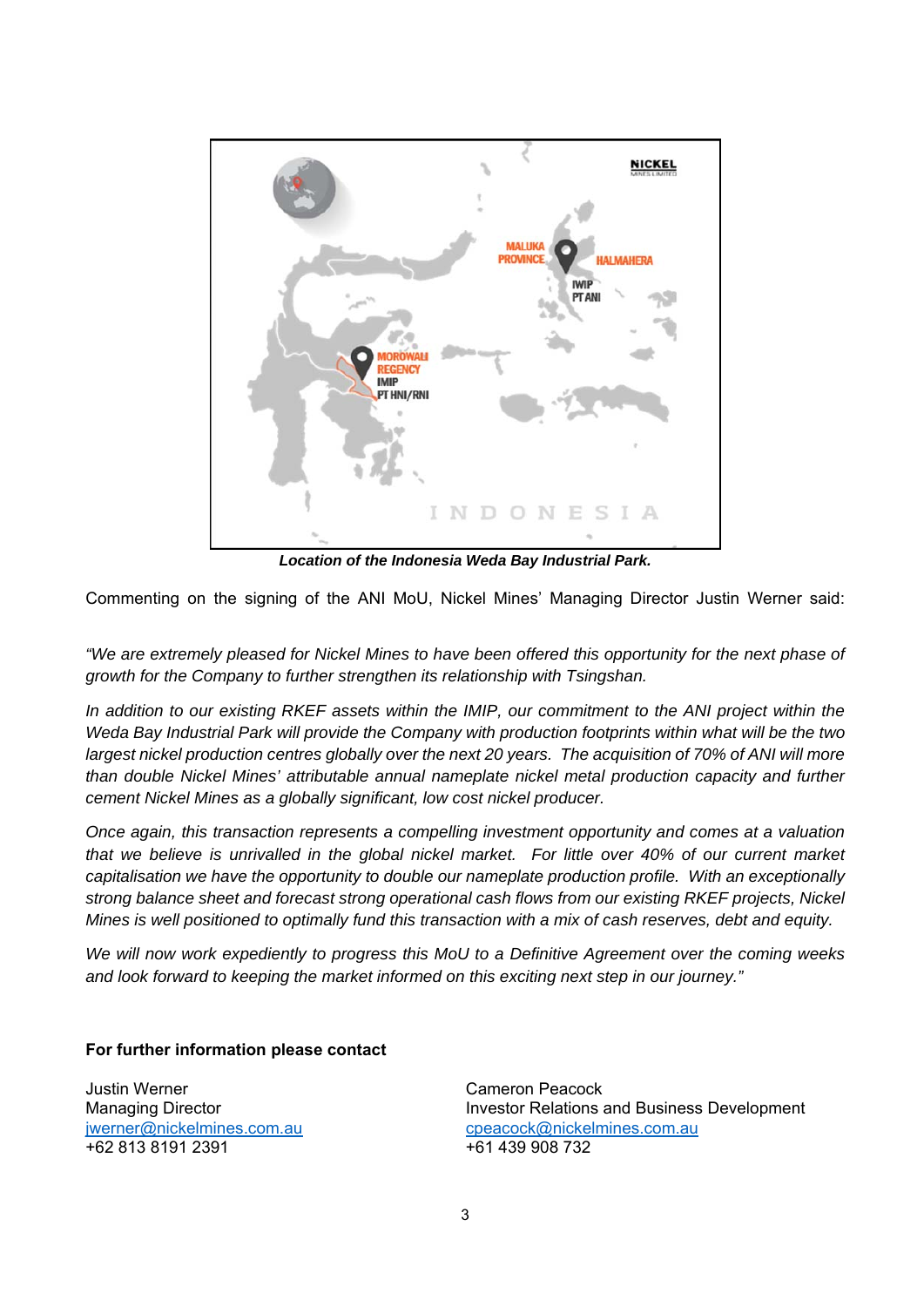*Location of the Indonesia Weda Bay Industrial Park.*

Commenting on the signing of the ANI MoU, Nickel Mines' Managing Director Justin Werner said:

*"We are extremely pleased for Nickel Mines to have been offered this opportunity for the next phase of growth for the Company to further strengthen its relationship with Tsingshan.*

*In addition to our existing RKEF assets within the IMIP, our commitment to the ANI project within the Weda Bay Industrial Park will provide the Company with production footprints within what will be the two largest nickel production centres globally over the next 20 years. The acquisition of 70% of ANI will more than double Nickel Mines' attributable annual nameplate nickel metal production capacity and further cement Nickel Mines as a globally significant, low cost nickel producer.*

*Once again, this transaction represents a compelling investment opportunity and comes at a valuation that we believe is unrivalled in the global nickel market. For little over 40% of our current market capitalisation we have the opportunity to double our nameplate production profile. With an exceptionally strong balance sheet and forecast strong operational cash flows from our existing RKEF projects, Nickel Mines is well positioned to optimally fund this transaction with a mix of cash reserves, debt and equity.*

*We will now work expediently to progress this MoU to a Definitive Agreement over the coming weeks and look forward to keeping the market informed on this exciting next step in our journey."*

**For further information please contact**

Justin Werner
Managing Director
jwerner@nickelmines.com.au
+62 813 8191 2391

Cameron Peacock
Investor Relations and Business Development
cpeacock@nickelmines.com.au
+61 439 908 732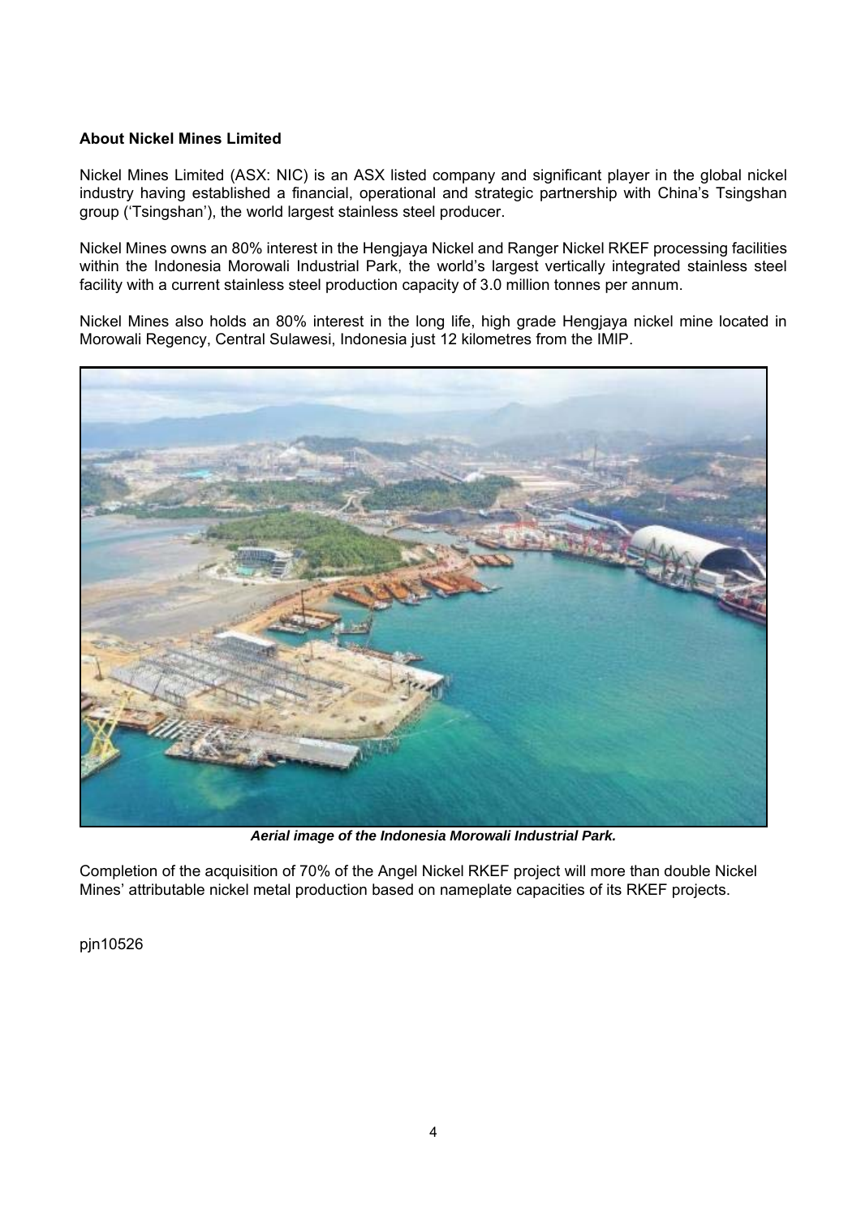**About Nickel Mines Limited**

Nickel Mines Limited (ASX: NIC) is an ASX listed company and significant player in the global nickel industry having established a financial, operational and strategic partnership with China's Tsingshan group ('Tsingshan'), the world largest stainless steel producer.

Nickel Mines owns an 80% interest in the Hengjaya Nickel and Ranger Nickel RKEF processing facilities within the Indonesia Morowali Industrial Park, the world's largest vertically integrated stainless steel facility with a current stainless steel production capacity of 3.0 million tonnes per annum.

Nickel Mines also holds an 80% interest in the long life, high grade Hengjaya nickel mine located in Morowali Regency, Central Sulawesi, Indonesia just 12 kilometres from the IMIP.

***Aerial image of the Indonesia Morowali Industrial Park.***

Completion of the acquisition of 70% of the Angel Nickel RKEF project will more than double Nickel Mines' attributable nickel metal production based on nameplate capacities of its RKEF projects.

pjn10526